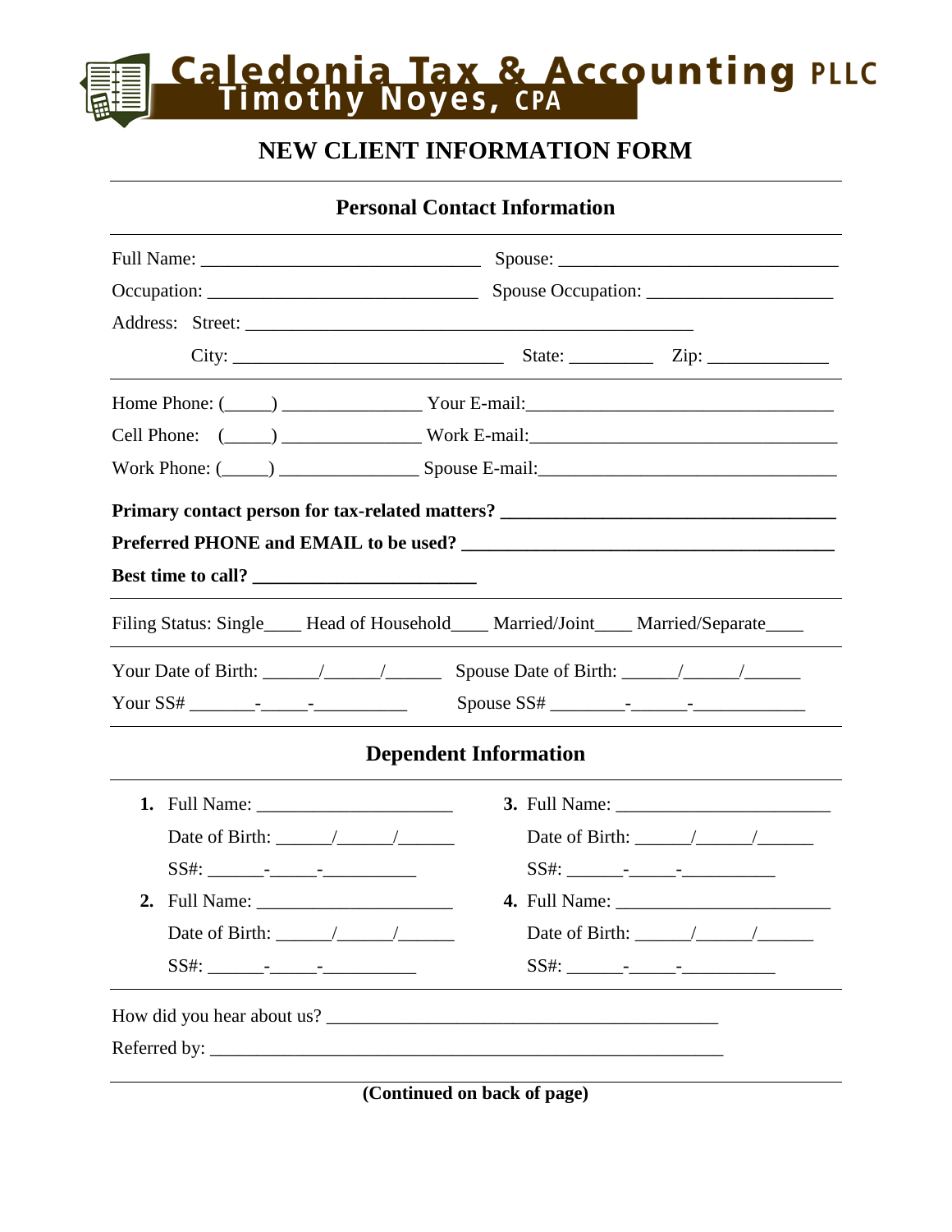# Caledonia Tax & Accounting PLLC

**Timothy Noyes, CPA**

## NEW CLIENT INFORMATION FORM

### Personal Contact Information

Full Name: ______________________________ Spouse: ______________________________

Occupation: _____________________________ Spouse Occupation: ____________________

Address: Street: ________________________________________________

City: ____________________________ State: _________ Zip: _____________

Home Phone: (_____) ______________ Your E-mail:________________________________

Cell Phone: (_____) ______________ Work E-mail:________________________________

Work Phone: (_____) ______________ Spouse E-mail:________________________________

**Primary contact person for tax-related matters? ____________________________________**

**Preferred PHONE and EMAIL to be used? ________________________________________**

**Best time to call? ________________________**

Filing Status: Single____ Head of Household____ Married/Joint____ Married/Separate____

Your Date of Birth: ______/______/______ Spouse Date of Birth: ______/______/______

Your SS# _______-_____-__________ Spouse SS# ________-______-____________

### Dependent Information

**1.** Full Name: _____________________

Date of Birth: ______/______/______

SS#: ______-_____-__________

**2.** Full Name: _____________________

Date of Birth: ______/______/______

SS#: ______-_____-__________

**3.** Full Name: _______________________

Date of Birth: ______/______/______

SS#: ______-_____-__________

**4.** Full Name: _______________________

Date of Birth: ______/______/______

SS#: ______-_____-__________

How did you hear about us? ___________________________________________

Referred by: _________________________________________________________

**(Continued on back of page)**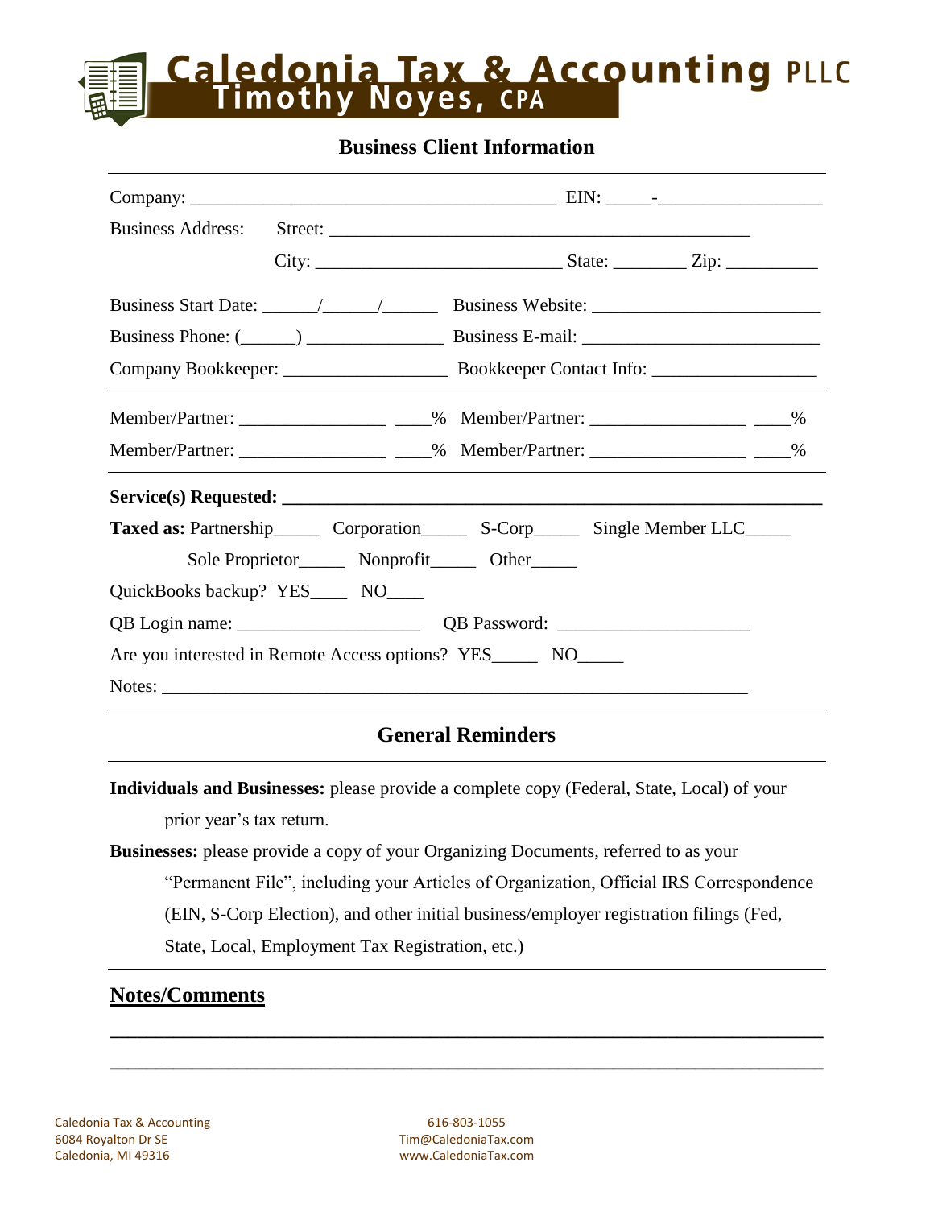# Caledonia Tax & Accounting PLLC

Timothy Noyes, CPA

## Business Client Information

Company: ________________________________________ EIN: _____-__________________

Business Address: Street: ______________________________________________

City: __________________________ State: ________ Zip: __________

Business Start Date: ______/______/______ Business Website: ________________________

Business Phone: (______) ______________ Business E-mail: _________________________

Company Bookkeeper: _________________ Bookkeeper Contact Info: _________________

Member/Partner: ________________ ____% Member/Partner: ________________ ____%

Member/Partner: ________________ ____% Member/Partner: ________________ ____%

**Service(s) Requested: ____________________________________________________________**

**Taxed as:** Partnership_____ Corporation_____ S-Corp_____ Single Member LLC_____

Sole Proprietor_____ Nonprofit_____ Other_____

QuickBooks backup? YES____ NO____

QB Login name: ____________________ QB Password: ____________________

Are you interested in Remote Access options? YES_____ NO_____

Notes: ________________________________________________________________

## General Reminders

**Individuals and Businesses:** please provide a complete copy (Federal, State, Local) of your prior year's tax return.

**Businesses:** please provide a copy of your Organizing Documents, referred to as your "Permanent File", including your Articles of Organization, Official IRS Correspondence (EIN, S-Corp Election), and other initial business/employer registration filings (Fed, State, Local, Employment Tax Registration, etc.)

## Notes/Comments

______________________________________________________________________________

______________________________________________________________________________

Caledonia Tax & Accounting
6084 Royalton Dr SE
Caledonia, MI 49316

616-803-1055
Tim@CaledoniaTax.com
www.CaledoniaTax.com